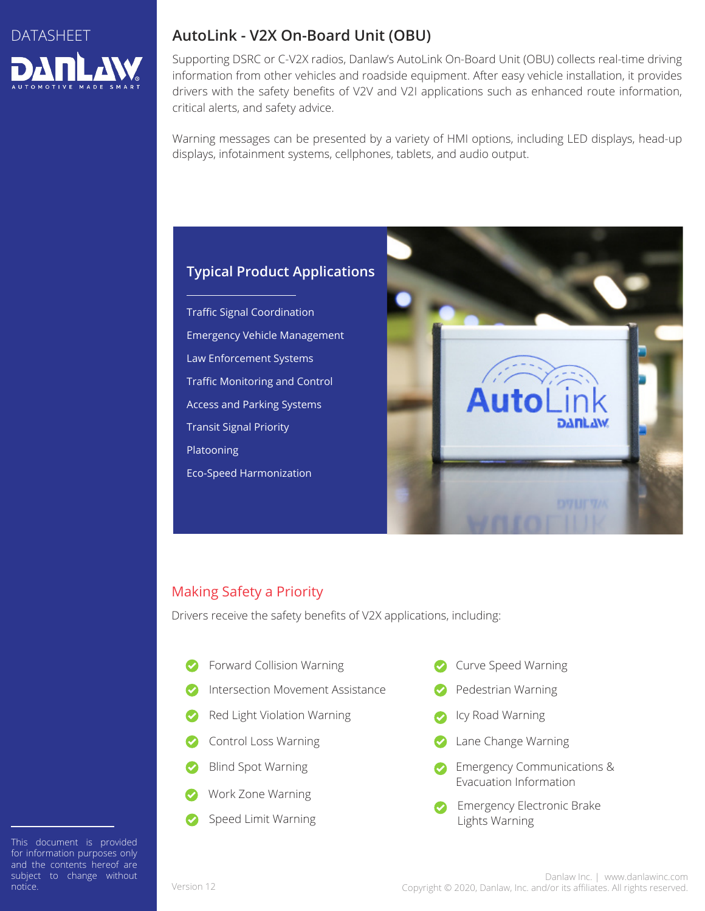DATASHEET

# AutoLink - V2X On-Board Unit (OBU)

Supporting DSRC or C-V2X radios, Danlaw's AutoLink On-Board Unit (OBU) collects real-time driving information from other vehicles and roadside equipment. After easy vehicle installation, it provides drivers with the safety benefits of V2V and V2I applications such as enhanced route information, critical alerts, and safety advice.

Warning messages can be presented by a variety of HMI options, including LED displays, head-up displays, infotainment systems, cellphones, tablets, and audio output.

## Typical Product Applications

- Traffic Signal Coordination
- Emergency Vehicle Management
- Law Enforcement Systems
- Traffic Monitoring and Control
- Access and Parking Systems
- Transit Signal Priority
- Platooning
- Eco-Speed Harmonization

## Making Safety a Priority

Drivers receive the safety benefits of V2X applications, including:

- Forward Collision Warning
- Intersection Movement Assistance
- Red Light Violation Warning
- Control Loss Warning
- Blind Spot Warning
- Work Zone Warning
- Speed Limit Warning
- Curve Speed Warning
- Pedestrian Warning
- Icy Road Warning
- Lane Change Warning
- Emergency Communications & Evacuation Information
- Emergency Electronic Brake Lights Warning

This document is provided for information purposes only and the contents hereof are subject to change without notice.

Version 12

Danlaw Inc. | www.danlawinc.com
Copyright © 2020, Danlaw, Inc. and/or its affiliates. All rights reserved.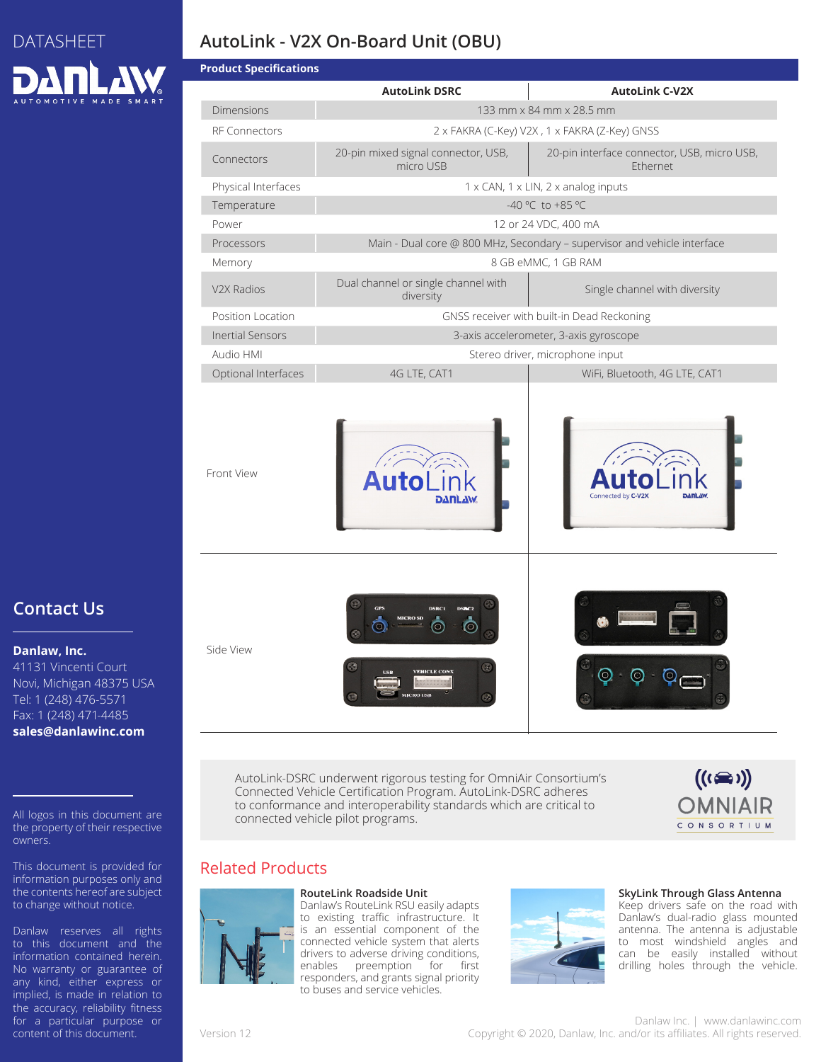DATASHEET

# AutoLink - V2X On-Board Unit (OBU)

## Product Specifications

| | AutoLink DSRC | AutoLink C-V2X |
|---|---|---|
| Dimensions | 133 mm x 84 mm x 28.5 mm | |
| RF Connectors | 2 x FAKRA (C-Key) V2X , 1 x FAKRA (Z-Key) GNSS | |
| Connectors | 20-pin mixed signal connector, USB, micro USB | 20-pin interface connector, USB, micro USB, Ethernet |
| Physical Interfaces | 1 x CAN, 1 x LIN, 2 x analog inputs | |
| Temperature | -40 °C to +85 °C | |
| Power | 12 or 24 VDC, 400 mA | |
| Processors | Main - Dual core @ 800 MHz, Secondary – supervisor and vehicle interface | |
| Memory | 8 GB eMMC, 1 GB RAM | |
| V2X Radios | Dual channel or single channel with diversity | Single channel with diversity |
| Position Location | GNSS receiver with built-in Dead Reckoning | |
| Inertial Sensors | 3-axis accelerometer, 3-axis gyroscope | |
| Audio HMI | Stereo driver, microphone input | |
| Optional Interfaces | 4G LTE, CAT1 | WiFi, Bluetooth, 4G LTE, CAT1 |
| Front View | | |
| Side View | | |

AutoLink-DSRC underwent rigorous testing for OmniAir Consortium's Connected Vehicle Certification Program. AutoLink-DSRC adheres to conformance and interoperability standards which are critical to connected vehicle pilot programs.

## Related Products

**RouteLink Roadside Unit**
Danlaw's RouteLink RSU easily adapts to existing traffic infrastructure. It is an essential component of the connected vehicle system that alerts drivers to adverse driving conditions, enables preemption for first responders, and grants signal priority to buses and service vehicles.

**SkyLink Through Glass Antenna**
Keep drivers safe on the road with Danlaw's dual-radio glass mounted antenna. The antenna is adjustable to most windshield angles and can be easily installed without drilling holes through the vehicle.

## Contact Us

**Danlaw, Inc.**
41131 Vincenti Court
Novi, Michigan 48375 USA
Tel: 1 (248) 476-5571
Fax: 1 (248) 471-4485
**sales@danlawinc.com**

All logos in this document are the property of their respective owners.

This document is provided for information purposes only and the contents hereof are subject to change without notice.

Danlaw reserves all rights to this document and the information contained herein. No warranty or guarantee of any kind, either express or implied, is made in relation to the accuracy, reliability fitness for a particular purpose or content of this document.

Version 12

Danlaw Inc. | www.danlawinc.com
Copyright © 2020, Danlaw, Inc. and/or its affiliates. All rights reserved.